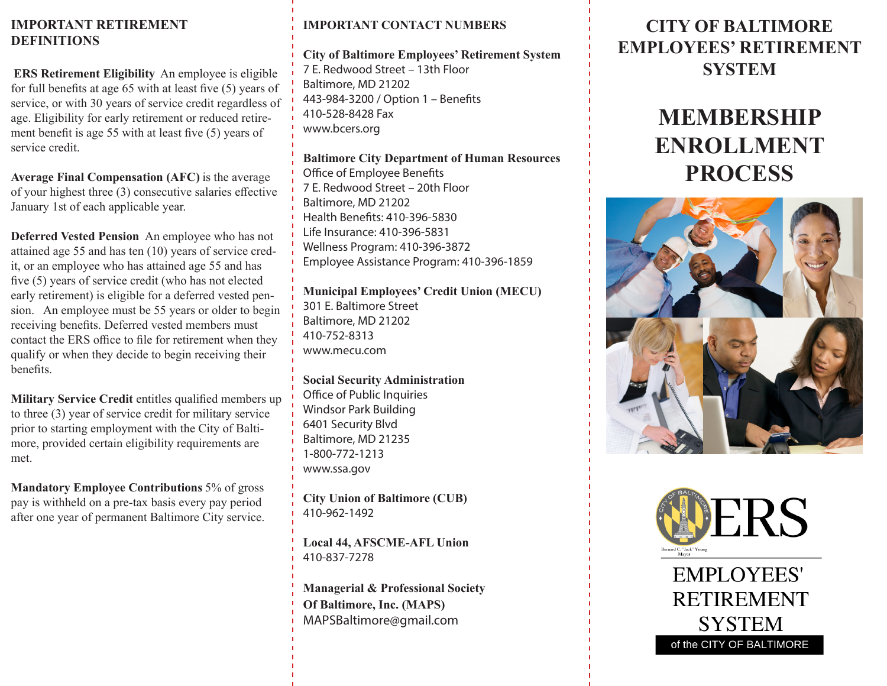## IMPORTANT RETIREMENT DEFINITIONS

**ERS Retirement Eligibility** An employee is eligible for full benefits at age 65 with at least five (5) years of service, or with 30 years of service credit regardless of age. Eligibility for early retirement or reduced retirement benefit is age 55 with at least five (5) years of service credit.

**Average Final Compensation (AFC)** is the average of your highest three (3) consecutive salaries effective January 1st of each applicable year.

**Deferred Vested Pension** An employee who has not attained age 55 and has ten (10) years of service credit, or an employee who has attained age 55 and has five (5) years of service credit (who has not elected early retirement) is eligible for a deferred vested pension. An employee must be 55 years or older to begin receiving benefits. Deferred vested members must contact the ERS office to file for retirement when they qualify or when they decide to begin receiving their benefits.

**Military Service Credit** entitles qualified members up to three (3) year of service credit for military service prior to starting employment with the City of Baltimore, provided certain eligibility requirements are met.

**Mandatory Employee Contributions** 5% of gross pay is withheld on a pre-tax basis every pay period after one year of permanent Baltimore City service.

## IMPORTANT CONTACT NUMBERS

**City of Baltimore Employees' Retirement System**
7 E. Redwood Street – 13th Floor
Baltimore, MD 21202
443-984-3200 / Option 1 – Benefits
410-528-8428 Fax
www.bcers.org

**Baltimore City Department of Human Resources**
Office of Employee Benefits
7 E. Redwood Street – 20th Floor
Baltimore, MD 21202
Health Benefits: 410-396-5830
Life Insurance: 410-396-5831
Wellness Program: 410-396-3872
Employee Assistance Program: 410-396-1859

**Municipal Employees' Credit Union (MECU)**
301 E. Baltimore Street
Baltimore, MD 21202
410-752-8313
www.mecu.com

**Social Security Administration**
Office of Public Inquiries
Windsor Park Building
6401 Security Blvd
Baltimore, MD 21235
1-800-772-1213
www.ssa.gov

**City Union of Baltimore (CUB)**
410-962-1492

**Local 44, AFSCME-AFL Union**
410-837-7278

**Managerial & Professional Society Of Baltimore, Inc. (MAPS)**
MAPSBaltimore@gmail.com

# CITY OF BALTIMORE EMPLOYEES' RETIREMENT SYSTEM

# MEMBERSHIP ENROLLMENT PROCESS

ERS

Bernard C. "Jack" Young
Mayor

EMPLOYEES' RETIREMENT SYSTEM
of the CITY OF BALTIMORE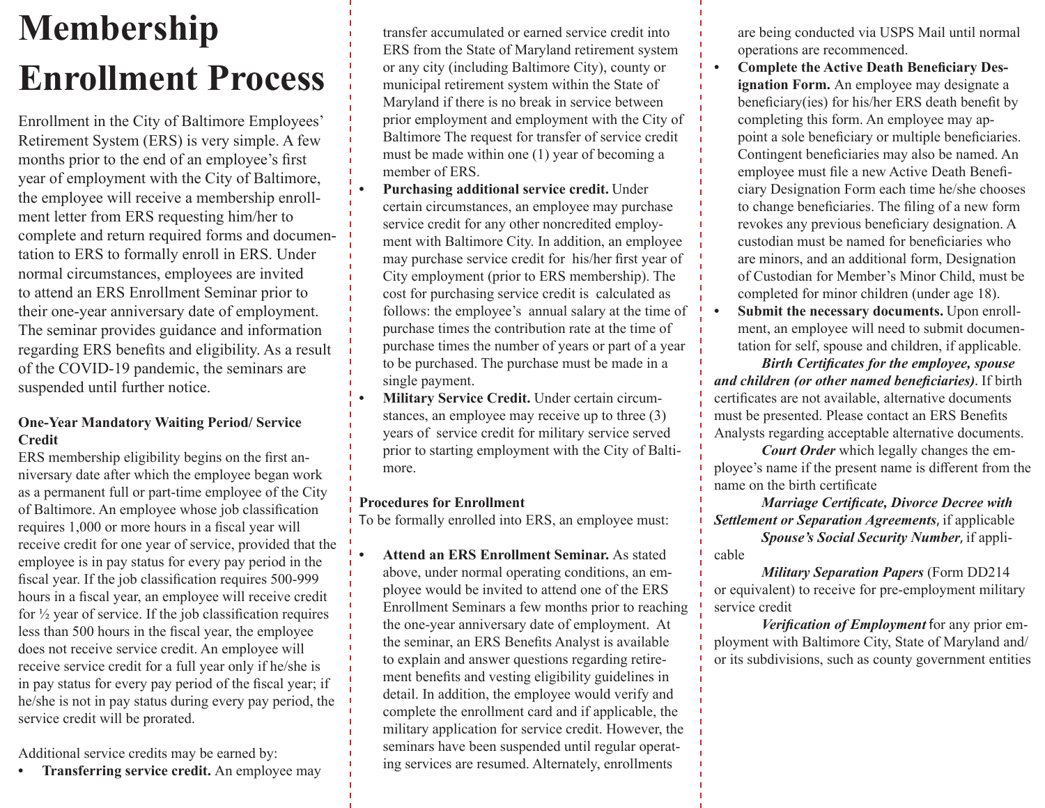# Membership Enrollment Process

Enrollment in the City of Baltimore Employees' Retirement System (ERS) is very simple. A few months prior to the end of an employee's first year of employment with the City of Baltimore, the employee will receive a membership enrollment letter from ERS requesting him/her to complete and return required forms and documentation to ERS to formally enroll in ERS. Under normal circumstances, employees are invited to attend an ERS Enrollment Seminar prior to their one-year anniversary date of employment. The seminar provides guidance and information regarding ERS benefits and eligibility. As a result of the COVID-19 pandemic, the seminars are suspended until further notice.

**One-Year Mandatory Waiting Period/ Service Credit**

ERS membership eligibility begins on the first anniversary date after which the employee began work as a permanent full or part-time employee of the City of Baltimore. An employee whose job classification requires 1,000 or more hours in a fiscal year will receive credit for one year of service, provided that the employee is in pay status for every pay period in the fiscal year. If the job classification requires 500-999 hours in a fiscal year, an employee will receive credit for ½ year of service. If the job classification requires less than 500 hours in the fiscal year, the employee does not receive service credit. An employee will receive service credit for a full year only if he/she is in pay status for every pay period of the fiscal year; if he/she is not in pay status during every pay period, the service credit will be prorated.

Additional service credits may be earned by:

- **Transferring service credit.** An employee may transfer accumulated or earned service credit into ERS from the State of Maryland retirement system or any city (including Baltimore City), county or municipal retirement system within the State of Maryland if there is no break in service between prior employment and employment with the City of Baltimore The request for transfer of service credit must be made within one (1) year of becoming a member of ERS.
- **Purchasing additional service credit.** Under certain circumstances, an employee may purchase service credit for any other noncredited employment with Baltimore City. In addition, an employee may purchase service credit for his/her first year of City employment (prior to ERS membership). The cost for purchasing service credit is calculated as follows: the employee's annual salary at the time of purchase times the contribution rate at the time of purchase times the number of years or part of a year to be purchased. The purchase must be made in a single payment.
- **Military Service Credit.** Under certain circumstances, an employee may receive up to three (3) years of service credit for military service served prior to starting employment with the City of Baltimore.

**Procedures for Enrollment**

To be formally enrolled into ERS, an employee must:

- **Attend an ERS Enrollment Seminar.** As stated above, under normal operating conditions, an employee would be invited to attend one of the ERS Enrollment Seminars a few months prior to reaching the one-year anniversary date of employment. At the seminar, an ERS Benefits Analyst is available to explain and answer questions regarding retirement benefits and vesting eligibility guidelines in detail. In addition, the employee would verify and complete the enrollment card and if applicable, the military application for service credit. However, the seminars have been suspended until regular operating services are resumed. Alternately, enrollments are being conducted via USPS Mail until normal operations are recommenced.
- **Complete the Active Death Beneficiary Designation Form.** An employee may designate a beneficiary(ies) for his/her ERS death benefit by completing this form. An employee may appoint a sole beneficiary or multiple beneficiaries. Contingent beneficiaries may also be named. An employee must file a new Active Death Beneficiary Designation Form each time he/she chooses to change beneficiaries. The filing of a new form revokes any previous beneficiary designation. A custodian must be named for beneficiaries who are minors, and an additional form, Designation of Custodian for Member's Minor Child, must be completed for minor children (under age 18).
- **Submit the necessary documents.** Upon enrollment, an employee will need to submit documentation for self, spouse and children, if applicable.

***Birth Certificates for the employee, spouse and children (or other named beneficiaries)***. If birth certificates are not available, alternative documents must be presented. Please contact an ERS Benefits Analysts regarding acceptable alternative documents.

***Court Order*** which legally changes the employee's name if the present name is different from the name on the birth certificate

***Marriage Certificate, Divorce Decree with Settlement or Separation Agreements***, if applicable

***Spouse's Social Security Number***, if applicable

***Military Separation Papers*** (Form DD214 or equivalent) to receive for pre-employment military service credit

***Verification of Employment*** for any prior employment with Baltimore City, State of Maryland and/or its subdivisions, such as county government entities